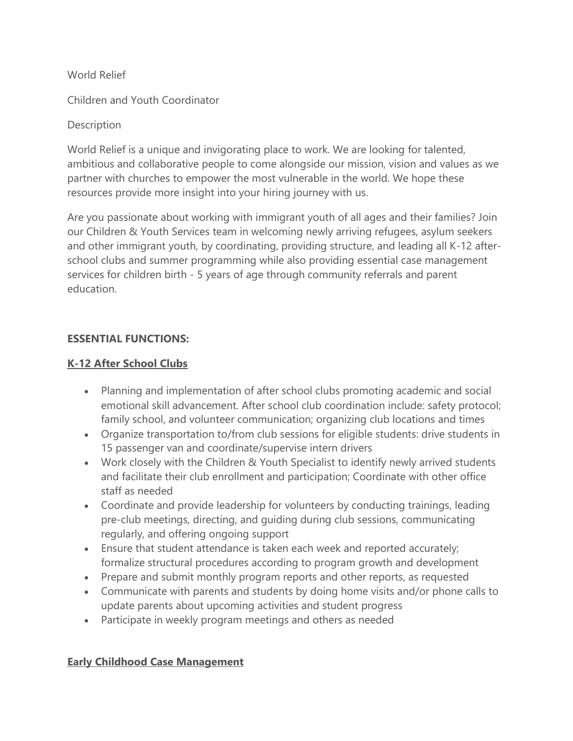World Relief

Children and Youth Coordinator

Description

World Relief is a unique and invigorating place to work. We are looking for talented, ambitious and collaborative people to come alongside our mission, vision and values as we partner with churches to empower the most vulnerable in the world. We hope these resources provide more insight into your hiring journey with us.

Are you passionate about working with immigrant youth of all ages and their families? Join our Children & Youth Services team in welcoming newly arriving refugees, asylum seekers and other immigrant youth, by coordinating, providing structure, and leading all K-12 after-school clubs and summer programming while also providing essential case management services for children birth - 5 years of age through community referrals and parent education.

**ESSENTIAL FUNCTIONS:**

**K-12 After School Clubs**

- Planning and implementation of after school clubs promoting academic and social emotional skill advancement. After school club coordination include: safety protocol; family school, and volunteer communication; organizing club locations and times
- Organize transportation to/from club sessions for eligible students: drive students in 15 passenger van and coordinate/supervise intern drivers
- Work closely with the Children & Youth Specialist to identify newly arrived students and facilitate their club enrollment and participation; Coordinate with other office staff as needed
- Coordinate and provide leadership for volunteers by conducting trainings, leading pre-club meetings, directing, and guiding during club sessions, communicating regularly, and offering ongoing support
- Ensure that student attendance is taken each week and reported accurately; formalize structural procedures according to program growth and development
- Prepare and submit monthly program reports and other reports, as requested
- Communicate with parents and students by doing home visits and/or phone calls to update parents about upcoming activities and student progress
- Participate in weekly program meetings and others as needed

**Early Childhood Case Management**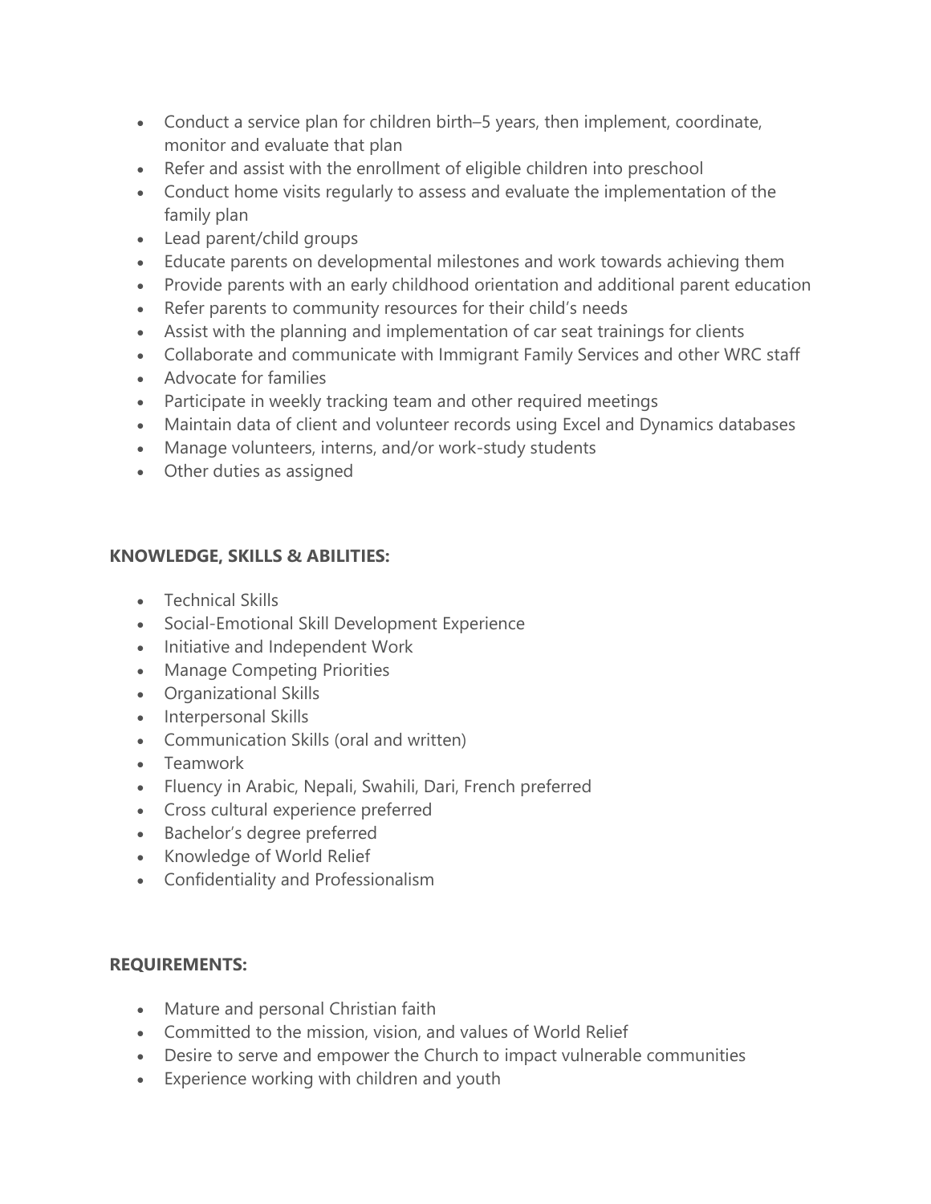- Conduct a service plan for children birth–5 years, then implement, coordinate, monitor and evaluate that plan
- Refer and assist with the enrollment of eligible children into preschool
- Conduct home visits regularly to assess and evaluate the implementation of the family plan
- Lead parent/child groups
- Educate parents on developmental milestones and work towards achieving them
- Provide parents with an early childhood orientation and additional parent education
- Refer parents to community resources for their child's needs
- Assist with the planning and implementation of car seat trainings for clients
- Collaborate and communicate with Immigrant Family Services and other WRC staff
- Advocate for families
- Participate in weekly tracking team and other required meetings
- Maintain data of client and volunteer records using Excel and Dynamics databases
- Manage volunteers, interns, and/or work-study students
- Other duties as assigned

**KNOWLEDGE, SKILLS & ABILITIES:**

- Technical Skills
- Social-Emotional Skill Development Experience
- Initiative and Independent Work
- Manage Competing Priorities
- Organizational Skills
- Interpersonal Skills
- Communication Skills (oral and written)
- Teamwork
- Fluency in Arabic, Nepali, Swahili, Dari, French preferred
- Cross cultural experience preferred
- Bachelor's degree preferred
- Knowledge of World Relief
- Confidentiality and Professionalism

**REQUIREMENTS:**

- Mature and personal Christian faith
- Committed to the mission, vision, and values of World Relief
- Desire to serve and empower the Church to impact vulnerable communities
- Experience working with children and youth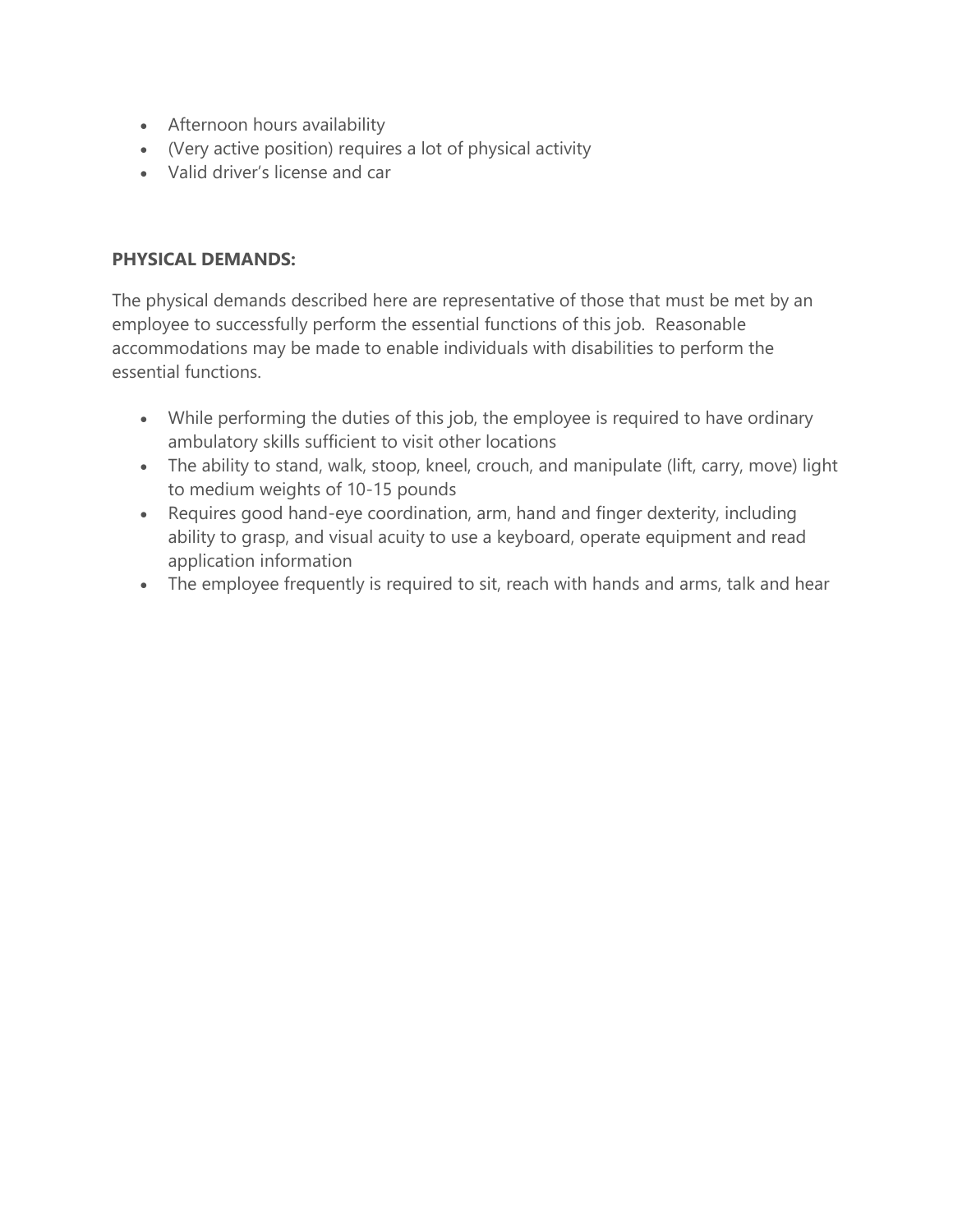- Afternoon hours availability
- (Very active position) requires a lot of physical activity
- Valid driver's license and car

**PHYSICAL DEMANDS:**

The physical demands described here are representative of those that must be met by an employee to successfully perform the essential functions of this job. Reasonable accommodations may be made to enable individuals with disabilities to perform the essential functions.

- While performing the duties of this job, the employee is required to have ordinary ambulatory skills sufficient to visit other locations
- The ability to stand, walk, stoop, kneel, crouch, and manipulate (lift, carry, move) light to medium weights of 10-15 pounds
- Requires good hand-eye coordination, arm, hand and finger dexterity, including ability to grasp, and visual acuity to use a keyboard, operate equipment and read application information
- The employee frequently is required to sit, reach with hands and arms, talk and hear